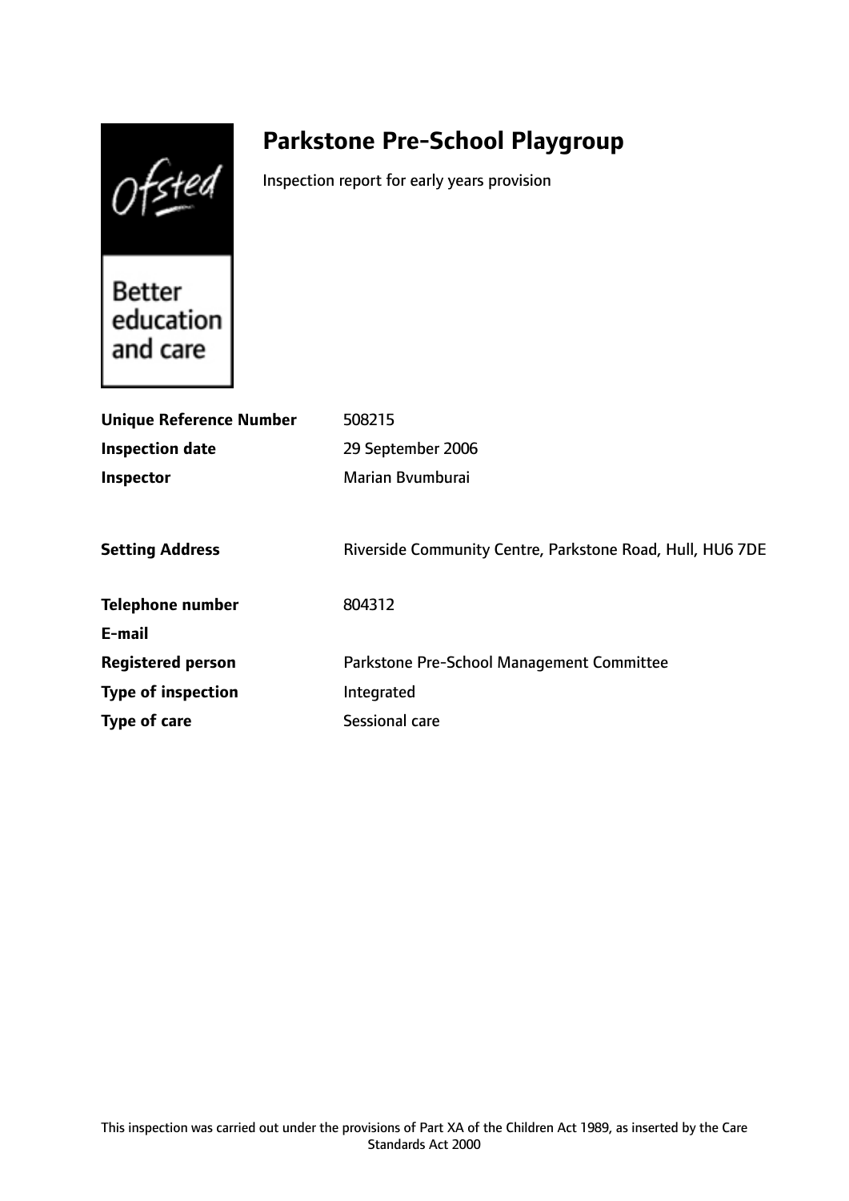# Parkstone Pre-School Playgroup

Inspection report for early years provision

| | |
|---|---|
| **Unique Reference Number** | 508215 |
| **Inspection date** | 29 September 2006 |
| **Inspector** | Marian Bvumburai |
| | |
| **Setting Address** | Riverside Community Centre, Parkstone Road, Hull, HU6 7DE |
| | |
| **Telephone number** | 804312 |
| **E-mail** | |
| **Registered person** | Parkstone Pre-School Management Committee |
| **Type of inspection** | Integrated |
| **Type of care** | Sessional care |

This inspection was carried out under the provisions of Part XA of the Children Act 1989, as inserted by the Care Standards Act 2000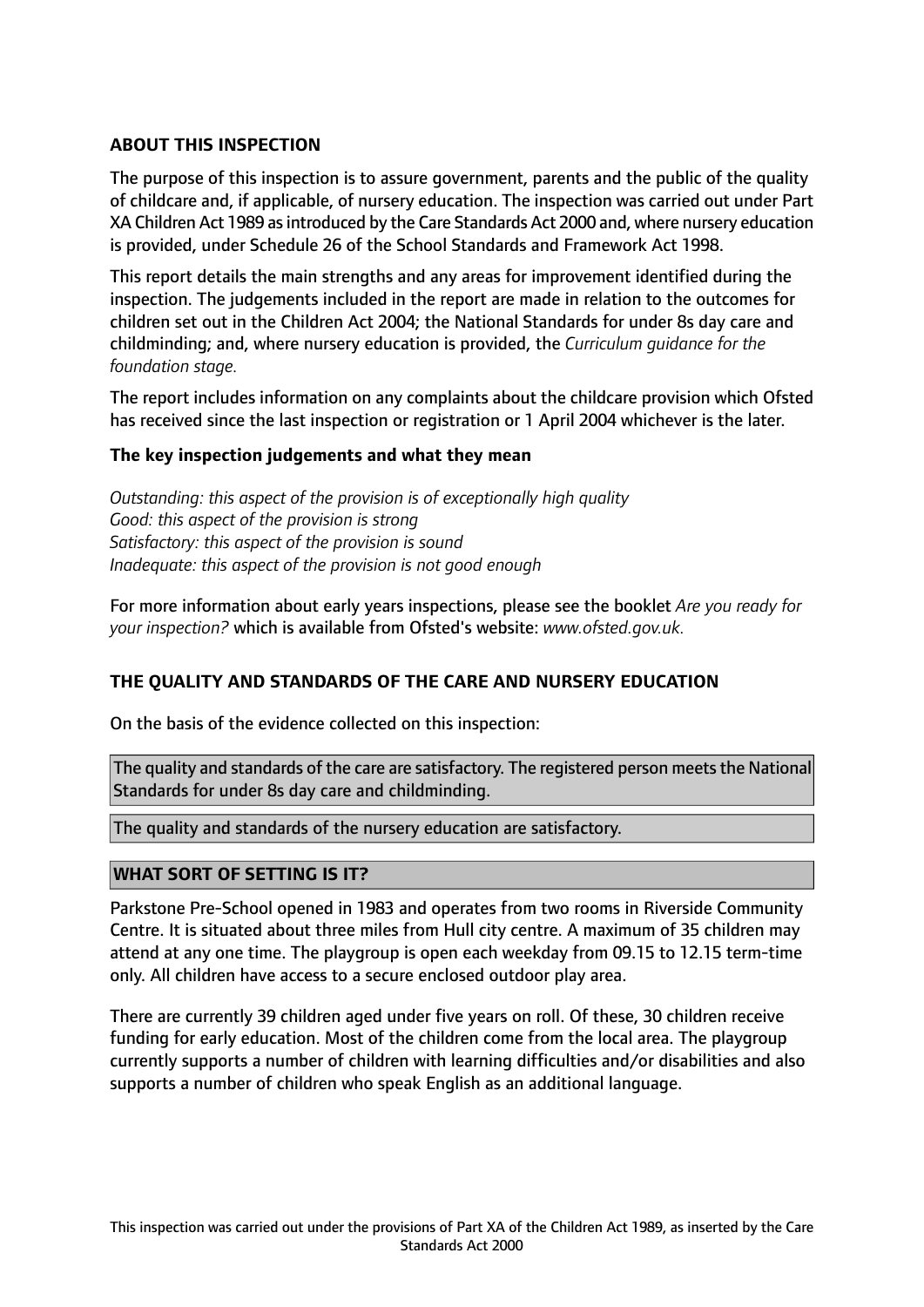**ABOUT THIS INSPECTION**

The purpose of this inspection is to assure government, parents and the public of the quality of childcare and, if applicable, of nursery education. The inspection was carried out under Part XA Children Act 1989 as introduced by the Care Standards Act 2000 and, where nursery education is provided, under Schedule 26 of the School Standards and Framework Act 1998.

This report details the main strengths and any areas for improvement identified during the inspection. The judgements included in the report are made in relation to the outcomes for children set out in the Children Act 2004; the National Standards for under 8s day care and childminding; and, where nursery education is provided, the *Curriculum guidance for the foundation stage.*

The report includes information on any complaints about the childcare provision which Ofsted has received since the last inspection or registration or 1 April 2004 whichever is the later.

**The key inspection judgements and what they mean**

*Outstanding: this aspect of the provision is of exceptionally high quality*
*Good: this aspect of the provision is strong*
*Satisfactory: this aspect of the provision is sound*
*Inadequate: this aspect of the provision is not good enough*

For more information about early years inspections, please see the booklet *Are you ready for your inspection?* which is available from Ofsted's website: *www.ofsted.gov.uk.*

**THE QUALITY AND STANDARDS OF THE CARE AND NURSERY EDUCATION**

On the basis of the evidence collected on this inspection:

The quality and standards of the care are satisfactory. The registered person meets the National Standards for under 8s day care and childminding.

The quality and standards of the nursery education are satisfactory.

**WHAT SORT OF SETTING IS IT?**

Parkstone Pre-School opened in 1983 and operates from two rooms in Riverside Community Centre. It is situated about three miles from Hull city centre. A maximum of 35 children may attend at any one time. The playgroup is open each weekday from 09.15 to 12.15 term-time only. All children have access to a secure enclosed outdoor play area.

There are currently 39 children aged under five years on roll. Of these, 30 children receive funding for early education. Most of the children come from the local area. The playgroup currently supports a number of children with learning difficulties and/or disabilities and also supports a number of children who speak English as an additional language.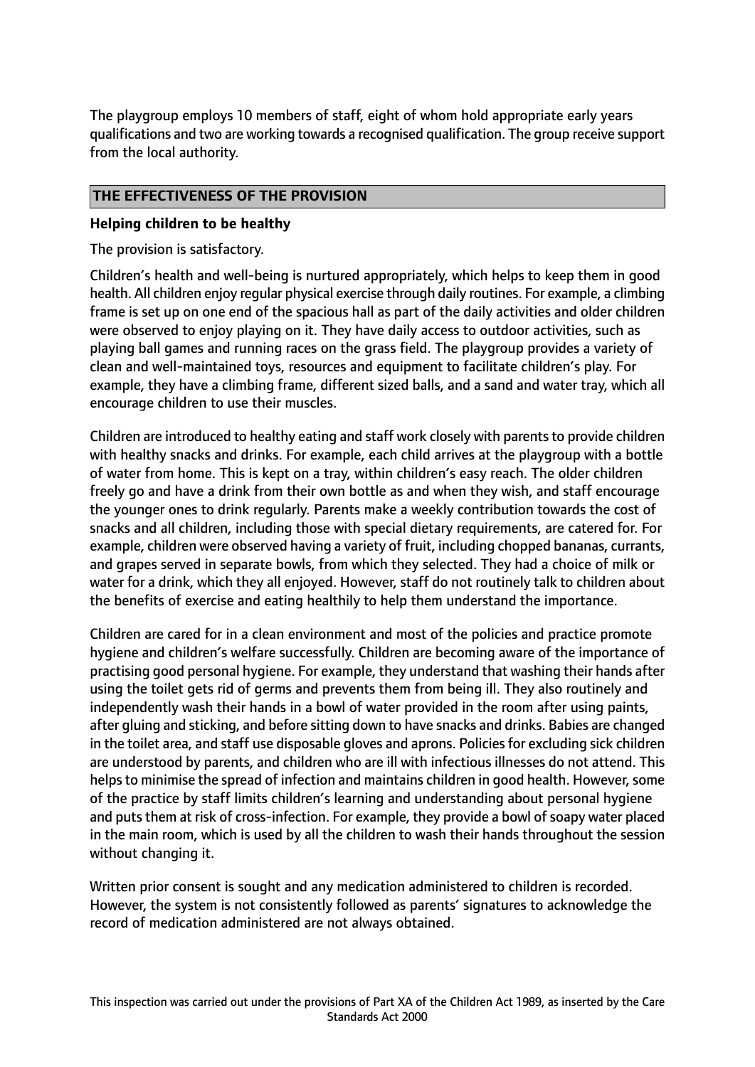The playgroup employs 10 members of staff, eight of whom hold appropriate early years qualifications and two are working towards a recognised qualification. The group receive support from the local authority.

## THE EFFECTIVENESS OF THE PROVISION

### Helping children to be healthy

The provision is satisfactory.

Children's health and well-being is nurtured appropriately, which helps to keep them in good health. All children enjoy regular physical exercise through daily routines. For example, a climbing frame is set up on one end of the spacious hall as part of the daily activities and older children were observed to enjoy playing on it. They have daily access to outdoor activities, such as playing ball games and running races on the grass field. The playgroup provides a variety of clean and well-maintained toys, resources and equipment to facilitate children's play. For example, they have a climbing frame, different sized balls, and a sand and water tray, which all encourage children to use their muscles.

Children are introduced to healthy eating and staff work closely with parents to provide children with healthy snacks and drinks. For example, each child arrives at the playgroup with a bottle of water from home. This is kept on a tray, within children's easy reach. The older children freely go and have a drink from their own bottle as and when they wish, and staff encourage the younger ones to drink regularly. Parents make a weekly contribution towards the cost of snacks and all children, including those with special dietary requirements, are catered for. For example, children were observed having a variety of fruit, including chopped bananas, currants, and grapes served in separate bowls, from which they selected. They had a choice of milk or water for a drink, which they all enjoyed. However, staff do not routinely talk to children about the benefits of exercise and eating healthily to help them understand the importance.

Children are cared for in a clean environment and most of the policies and practice promote hygiene and children's welfare successfully. Children are becoming aware of the importance of practising good personal hygiene. For example, they understand that washing their hands after using the toilet gets rid of germs and prevents them from being ill. They also routinely and independently wash their hands in a bowl of water provided in the room after using paints, after gluing and sticking, and before sitting down to have snacks and drinks. Babies are changed in the toilet area, and staff use disposable gloves and aprons. Policies for excluding sick children are understood by parents, and children who are ill with infectious illnesses do not attend. This helps to minimise the spread of infection and maintains children in good health. However, some of the practice by staff limits children's learning and understanding about personal hygiene and puts them at risk of cross-infection. For example, they provide a bowl of soapy water placed in the main room, which is used by all the children to wash their hands throughout the session without changing it.

Written prior consent is sought and any medication administered to children is recorded. However, the system is not consistently followed as parents' signatures to acknowledge the record of medication administered are not always obtained.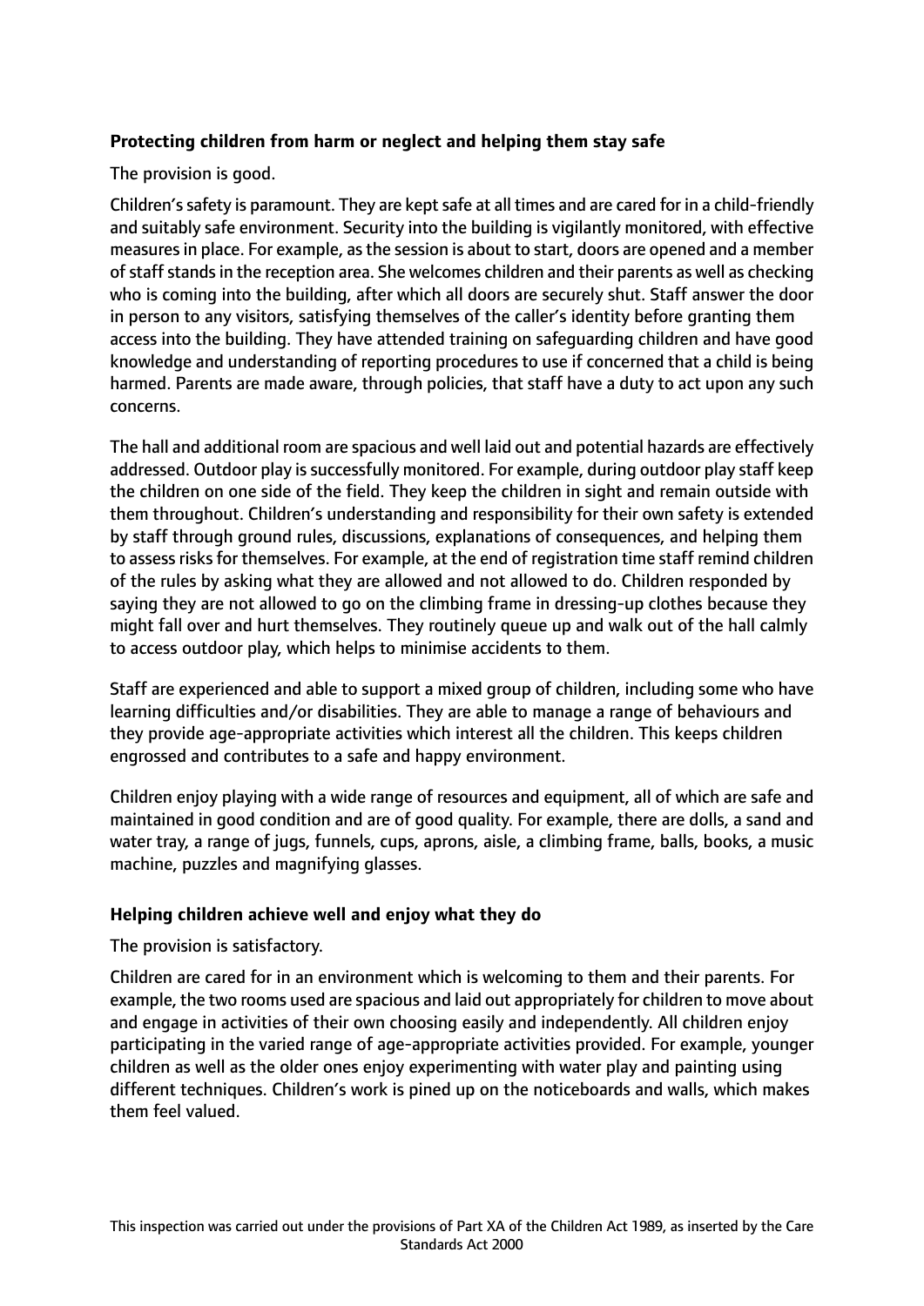**Protecting children from harm or neglect and helping them stay safe**

The provision is good.

Children's safety is paramount. They are kept safe at all times and are cared for in a child-friendly and suitably safe environment. Security into the building is vigilantly monitored, with effective measures in place. For example, as the session is about to start, doors are opened and a member of staff stands in the reception area. She welcomes children and their parents as well as checking who is coming into the building, after which all doors are securely shut. Staff answer the door in person to any visitors, satisfying themselves of the caller's identity before granting them access into the building. They have attended training on safeguarding children and have good knowledge and understanding of reporting procedures to use if concerned that a child is being harmed. Parents are made aware, through policies, that staff have a duty to act upon any such concerns.

The hall and additional room are spacious and well laid out and potential hazards are effectively addressed. Outdoor play is successfully monitored. For example, during outdoor play staff keep the children on one side of the field. They keep the children in sight and remain outside with them throughout. Children's understanding and responsibility for their own safety is extended by staff through ground rules, discussions, explanations of consequences, and helping them to assess risks for themselves. For example, at the end of registration time staff remind children of the rules by asking what they are allowed and not allowed to do. Children responded by saying they are not allowed to go on the climbing frame in dressing-up clothes because they might fall over and hurt themselves. They routinely queue up and walk out of the hall calmly to access outdoor play, which helps to minimise accidents to them.

Staff are experienced and able to support a mixed group of children, including some who have learning difficulties and/or disabilities. They are able to manage a range of behaviours and they provide age-appropriate activities which interest all the children. This keeps children engrossed and contributes to a safe and happy environment.

Children enjoy playing with a wide range of resources and equipment, all of which are safe and maintained in good condition and are of good quality. For example, there are dolls, a sand and water tray, a range of jugs, funnels, cups, aprons, aisle, a climbing frame, balls, books, a music machine, puzzles and magnifying glasses.

**Helping children achieve well and enjoy what they do**

The provision is satisfactory.

Children are cared for in an environment which is welcoming to them and their parents. For example, the two rooms used are spacious and laid out appropriately for children to move about and engage in activities of their own choosing easily and independently. All children enjoy participating in the varied range of age-appropriate activities provided. For example, younger children as well as the older ones enjoy experimenting with water play and painting using different techniques. Children's work is pined up on the noticeboards and walls, which makes them feel valued.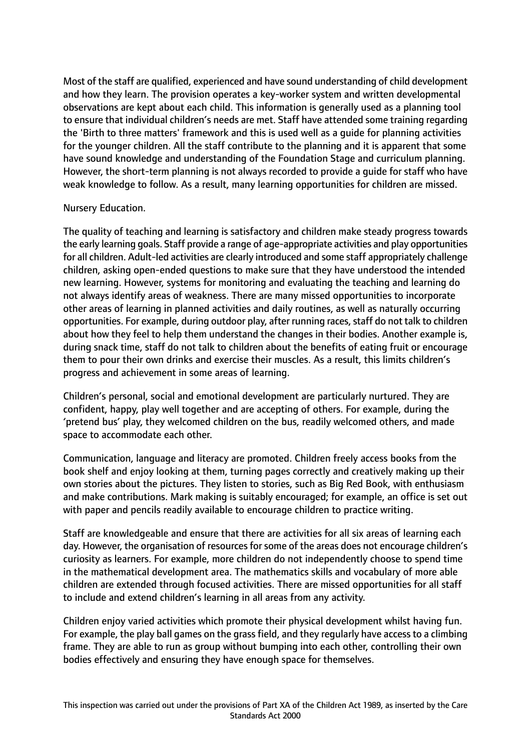Most of the staff are qualified, experienced and have sound understanding of child development and how they learn. The provision operates a key-worker system and written developmental observations are kept about each child. This information is generally used as a planning tool to ensure that individual children's needs are met. Staff have attended some training regarding the 'Birth to three matters' framework and this is used well as a guide for planning activities for the younger children. All the staff contribute to the planning and it is apparent that some have sound knowledge and understanding of the Foundation Stage and curriculum planning. However, the short-term planning is not always recorded to provide a guide for staff who have weak knowledge to follow. As a result, many learning opportunities for children are missed.

Nursery Education.

The quality of teaching and learning is satisfactory and children make steady progress towards the early learning goals. Staff provide a range of age-appropriate activities and play opportunities for all children. Adult-led activities are clearly introduced and some staff appropriately challenge children, asking open-ended questions to make sure that they have understood the intended new learning. However, systems for monitoring and evaluating the teaching and learning do not always identify areas of weakness. There are many missed opportunities to incorporate other areas of learning in planned activities and daily routines, as well as naturally occurring opportunities. For example, during outdoor play, after running races, staff do not talk to children about how they feel to help them understand the changes in their bodies. Another example is, during snack time, staff do not talk to children about the benefits of eating fruit or encourage them to pour their own drinks and exercise their muscles. As a result, this limits children's progress and achievement in some areas of learning.

Children's personal, social and emotional development are particularly nurtured. They are confident, happy, play well together and are accepting of others. For example, during the 'pretend bus' play, they welcomed children on the bus, readily welcomed others, and made space to accommodate each other.

Communication, language and literacy are promoted. Children freely access books from the book shelf and enjoy looking at them, turning pages correctly and creatively making up their own stories about the pictures. They listen to stories, such as Big Red Book, with enthusiasm and make contributions. Mark making is suitably encouraged; for example, an office is set out with paper and pencils readily available to encourage children to practice writing.

Staff are knowledgeable and ensure that there are activities for all six areas of learning each day. However, the organisation of resources for some of the areas does not encourage children's curiosity as learners. For example, more children do not independently choose to spend time in the mathematical development area. The mathematics skills and vocabulary of more able children are extended through focused activities. There are missed opportunities for all staff to include and extend children's learning in all areas from any activity.

Children enjoy varied activities which promote their physical development whilst having fun. For example, the play ball games on the grass field, and they regularly have access to a climbing frame. They are able to run as group without bumping into each other, controlling their own bodies effectively and ensuring they have enough space for themselves.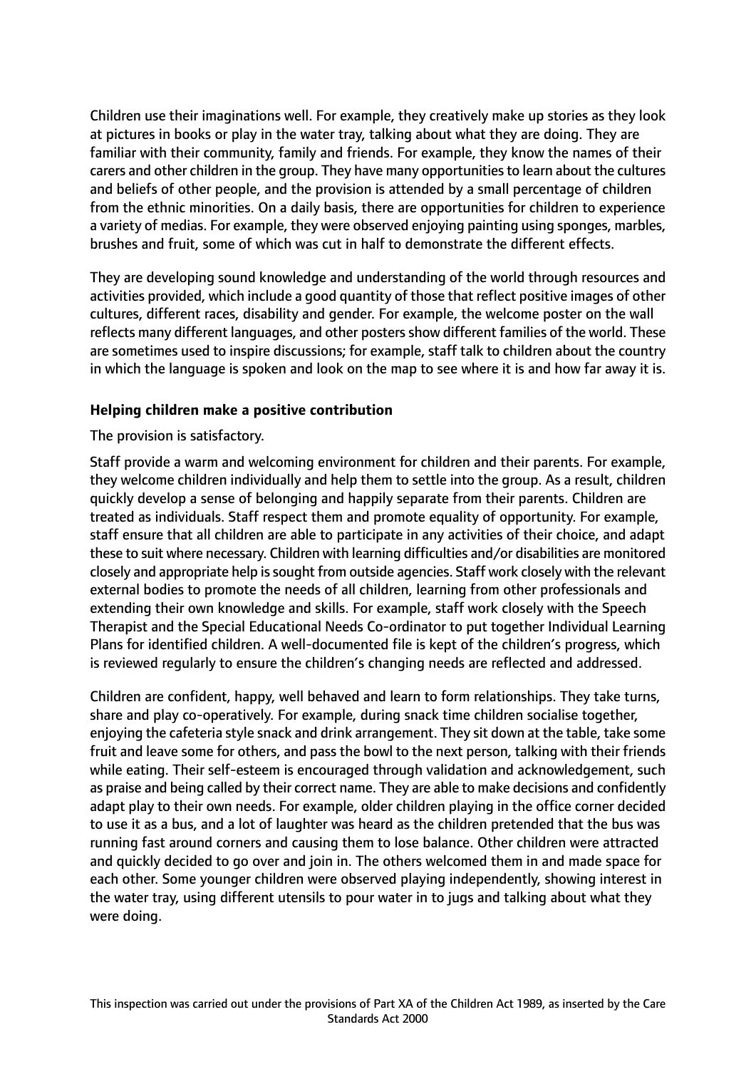Children use their imaginations well. For example, they creatively make up stories as they look at pictures in books or play in the water tray, talking about what they are doing. They are familiar with their community, family and friends. For example, they know the names of their carers and other children in the group. They have many opportunities to learn about the cultures and beliefs of other people, and the provision is attended by a small percentage of children from the ethnic minorities. On a daily basis, there are opportunities for children to experience a variety of medias. For example, they were observed enjoying painting using sponges, marbles, brushes and fruit, some of which was cut in half to demonstrate the different effects.

They are developing sound knowledge and understanding of the world through resources and activities provided, which include a good quantity of those that reflect positive images of other cultures, different races, disability and gender. For example, the welcome poster on the wall reflects many different languages, and other posters show different families of the world. These are sometimes used to inspire discussions; for example, staff talk to children about the country in which the language is spoken and look on the map to see where it is and how far away it is.

**Helping children make a positive contribution**

The provision is satisfactory.

Staff provide a warm and welcoming environment for children and their parents. For example, they welcome children individually and help them to settle into the group. As a result, children quickly develop a sense of belonging and happily separate from their parents. Children are treated as individuals. Staff respect them and promote equality of opportunity. For example, staff ensure that all children are able to participate in any activities of their choice, and adapt these to suit where necessary. Children with learning difficulties and/or disabilities are monitored closely and appropriate help is sought from outside agencies. Staff work closely with the relevant external bodies to promote the needs of all children, learning from other professionals and extending their own knowledge and skills. For example, staff work closely with the Speech Therapist and the Special Educational Needs Co-ordinator to put together Individual Learning Plans for identified children. A well-documented file is kept of the children's progress, which is reviewed regularly to ensure the children's changing needs are reflected and addressed.

Children are confident, happy, well behaved and learn to form relationships. They take turns, share and play co-operatively. For example, during snack time children socialise together, enjoying the cafeteria style snack and drink arrangement. They sit down at the table, take some fruit and leave some for others, and pass the bowl to the next person, talking with their friends while eating. Their self-esteem is encouraged through validation and acknowledgement, such as praise and being called by their correct name. They are able to make decisions and confidently adapt play to their own needs. For example, older children playing in the office corner decided to use it as a bus, and a lot of laughter was heard as the children pretended that the bus was running fast around corners and causing them to lose balance. Other children were attracted and quickly decided to go over and join in. The others welcomed them in and made space for each other. Some younger children were observed playing independently, showing interest in the water tray, using different utensils to pour water in to jugs and talking about what they were doing.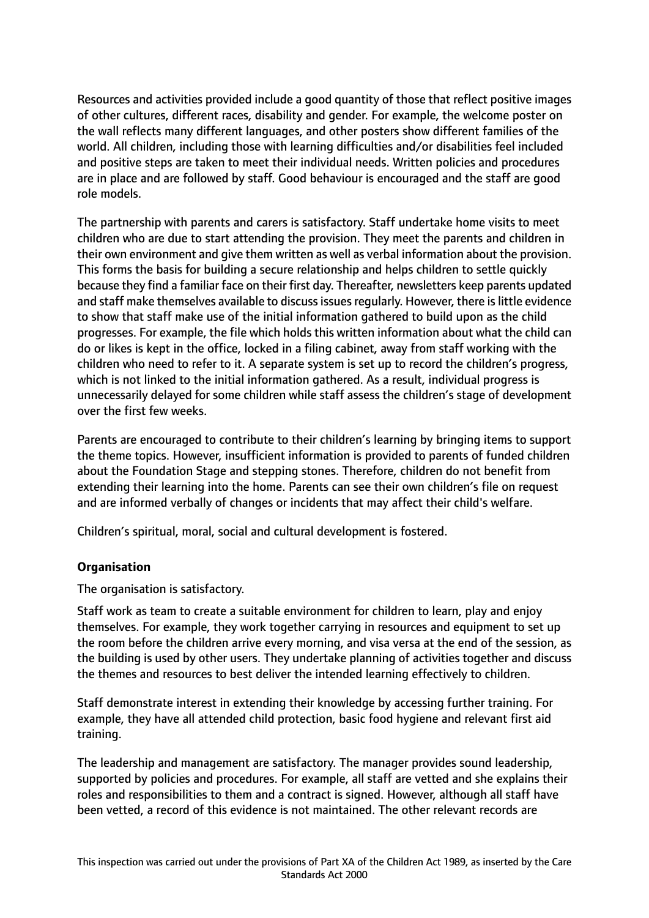Resources and activities provided include a good quantity of those that reflect positive images of other cultures, different races, disability and gender. For example, the welcome poster on the wall reflects many different languages, and other posters show different families of the world. All children, including those with learning difficulties and/or disabilities feel included and positive steps are taken to meet their individual needs. Written policies and procedures are in place and are followed by staff. Good behaviour is encouraged and the staff are good role models.

The partnership with parents and carers is satisfactory. Staff undertake home visits to meet children who are due to start attending the provision. They meet the parents and children in their own environment and give them written as well as verbal information about the provision. This forms the basis for building a secure relationship and helps children to settle quickly because they find a familiar face on their first day. Thereafter, newsletters keep parents updated and staff make themselves available to discuss issues regularly. However, there is little evidence to show that staff make use of the initial information gathered to build upon as the child progresses. For example, the file which holds this written information about what the child can do or likes is kept in the office, locked in a filing cabinet, away from staff working with the children who need to refer to it. A separate system is set up to record the children's progress, which is not linked to the initial information gathered. As a result, individual progress is unnecessarily delayed for some children while staff assess the children's stage of development over the first few weeks.

Parents are encouraged to contribute to their children's learning by bringing items to support the theme topics. However, insufficient information is provided to parents of funded children about the Foundation Stage and stepping stones. Therefore, children do not benefit from extending their learning into the home. Parents can see their own children's file on request and are informed verbally of changes or incidents that may affect their child's welfare.

Children's spiritual, moral, social and cultural development is fostered.

**Organisation**

The organisation is satisfactory.

Staff work as team to create a suitable environment for children to learn, play and enjoy themselves. For example, they work together carrying in resources and equipment to set up the room before the children arrive every morning, and visa versa at the end of the session, as the building is used by other users. They undertake planning of activities together and discuss the themes and resources to best deliver the intended learning effectively to children.

Staff demonstrate interest in extending their knowledge by accessing further training. For example, they have all attended child protection, basic food hygiene and relevant first aid training.

The leadership and management are satisfactory. The manager provides sound leadership, supported by policies and procedures. For example, all staff are vetted and she explains their roles and responsibilities to them and a contract is signed. However, although all staff have been vetted, a record of this evidence is not maintained. The other relevant records are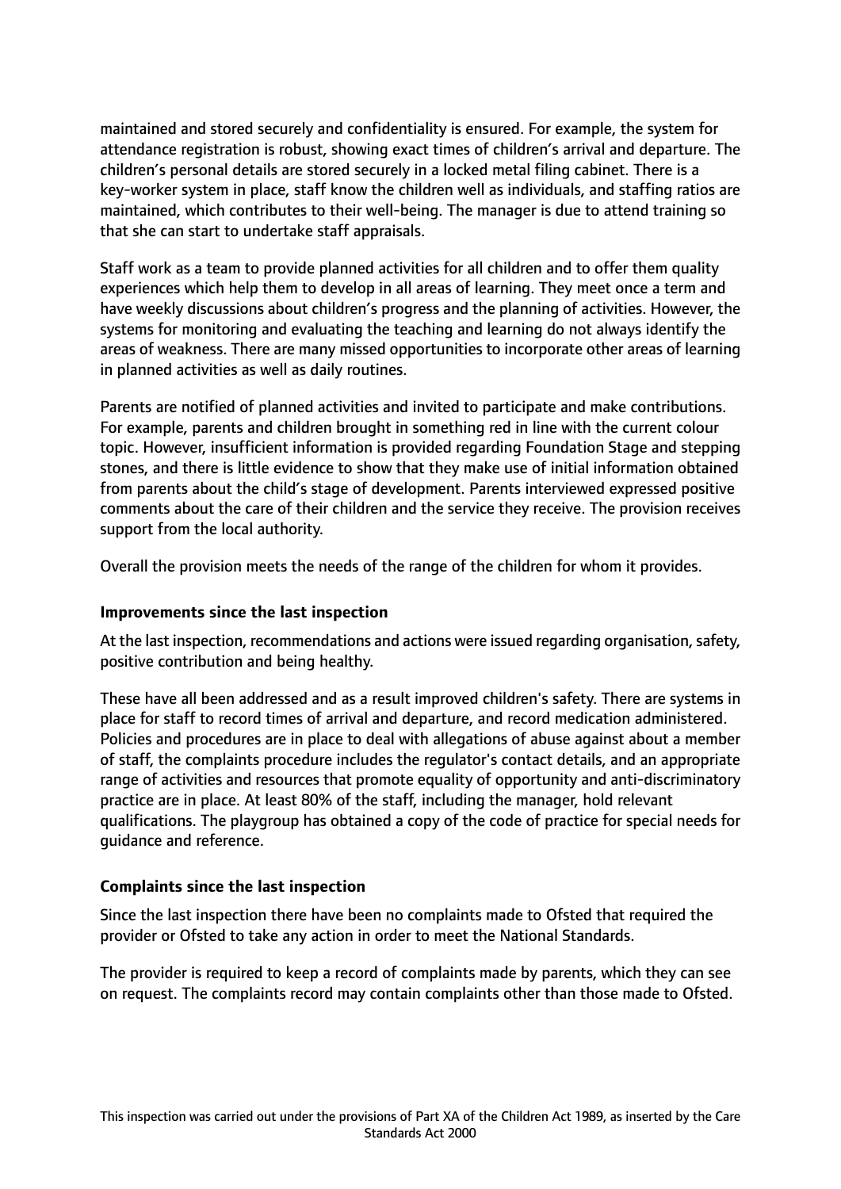maintained and stored securely and confidentiality is ensured. For example, the system for attendance registration is robust, showing exact times of children's arrival and departure. The children's personal details are stored securely in a locked metal filing cabinet. There is a key-worker system in place, staff know the children well as individuals, and staffing ratios are maintained, which contributes to their well-being. The manager is due to attend training so that she can start to undertake staff appraisals.

Staff work as a team to provide planned activities for all children and to offer them quality experiences which help them to develop in all areas of learning. They meet once a term and have weekly discussions about children's progress and the planning of activities. However, the systems for monitoring and evaluating the teaching and learning do not always identify the areas of weakness. There are many missed opportunities to incorporate other areas of learning in planned activities as well as daily routines.

Parents are notified of planned activities and invited to participate and make contributions. For example, parents and children brought in something red in line with the current colour topic. However, insufficient information is provided regarding Foundation Stage and stepping stones, and there is little evidence to show that they make use of initial information obtained from parents about the child's stage of development. Parents interviewed expressed positive comments about the care of their children and the service they receive. The provision receives support from the local authority.

Overall the provision meets the needs of the range of the children for whom it provides.

### Improvements since the last inspection

At the last inspection, recommendations and actions were issued regarding organisation, safety, positive contribution and being healthy.

These have all been addressed and as a result improved children's safety. There are systems in place for staff to record times of arrival and departure, and record medication administered. Policies and procedures are in place to deal with allegations of abuse against about a member of staff, the complaints procedure includes the regulator's contact details, and an appropriate range of activities and resources that promote equality of opportunity and anti-discriminatory practice are in place. At least 80% of the staff, including the manager, hold relevant qualifications. The playgroup has obtained a copy of the code of practice for special needs for guidance and reference.

### Complaints since the last inspection

Since the last inspection there have been no complaints made to Ofsted that required the provider or Ofsted to take any action in order to meet the National Standards.

The provider is required to keep a record of complaints made by parents, which they can see on request. The complaints record may contain complaints other than those made to Ofsted.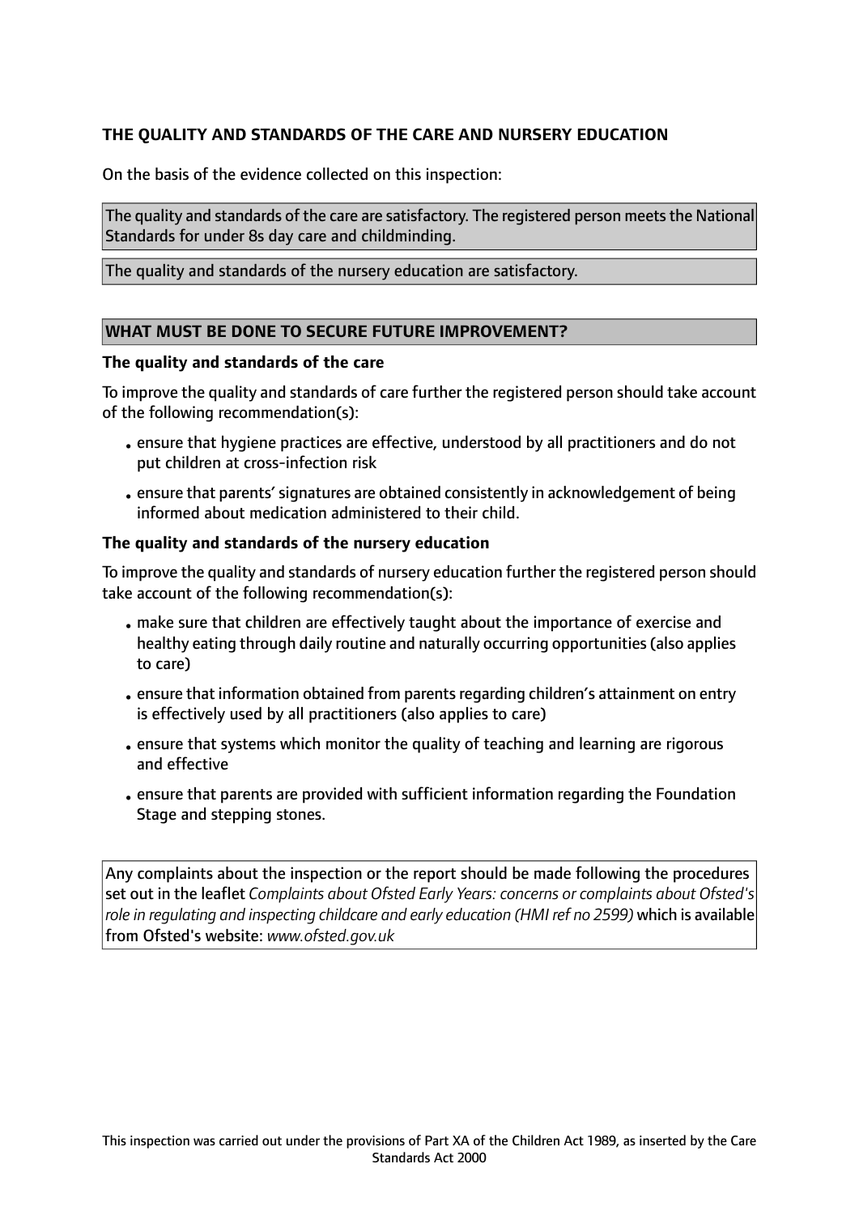## THE QUALITY AND STANDARDS OF THE CARE AND NURSERY EDUCATION

On the basis of the evidence collected on this inspection:

The quality and standards of the care are satisfactory. The registered person meets the National Standards for under 8s day care and childminding.

The quality and standards of the nursery education are satisfactory.

## WHAT MUST BE DONE TO SECURE FUTURE IMPROVEMENT?

### The quality and standards of the care

To improve the quality and standards of care further the registered person should take account of the following recommendation(s):

- ensure that hygiene practices are effective, understood by all practitioners and do not put children at cross-infection risk
- ensure that parents' signatures are obtained consistently in acknowledgement of being informed about medication administered to their child.

### The quality and standards of the nursery education

To improve the quality and standards of nursery education further the registered person should take account of the following recommendation(s):

- make sure that children are effectively taught about the importance of exercise and healthy eating through daily routine and naturally occurring opportunities (also applies to care)
- ensure that information obtained from parents regarding children's attainment on entry is effectively used by all practitioners (also applies to care)
- ensure that systems which monitor the quality of teaching and learning are rigorous and effective
- ensure that parents are provided with sufficient information regarding the Foundation Stage and stepping stones.

Any complaints about the inspection or the report should be made following the procedures set out in the leaflet *Complaints about Ofsted Early Years: concerns or complaints about Ofsted's role in regulating and inspecting childcare and early education (HMI ref no 2599)* which is available from Ofsted's website: *www.ofsted.gov.uk*

This inspection was carried out under the provisions of Part XA of the Children Act 1989, as inserted by the Care Standards Act 2000